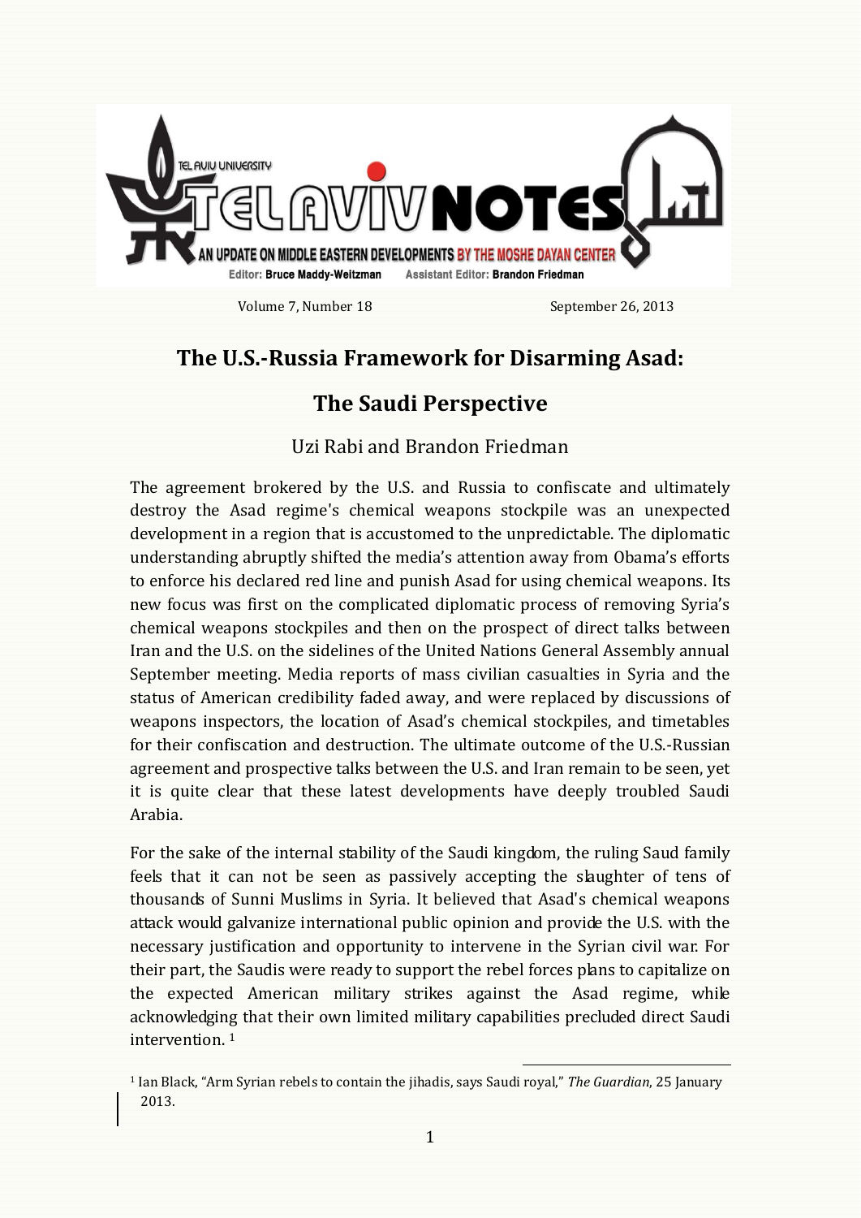TEL AVIV UNIVERSITY

TEL AVIV NOTES

AN UPDATE ON MIDDLE EASTERN DEVELOPMENTS BY THE MOSHE DAYAN CENTER

Editor: Bruce Maddy-Weitzman Assistant Editor: Brandon Friedman

Volume 7, Number 18 September 26, 2013

# The U.S.-Russia Framework for Disarming Asad: The Saudi Perspective

Uzi Rabi and Brandon Friedman

The agreement brokered by the U.S. and Russia to confiscate and ultimately destroy the Asad regime's chemical weapons stockpile was an unexpected development in a region that is accustomed to the unpredictable. The diplomatic understanding abruptly shifted the media's attention away from Obama's efforts to enforce his declared red line and punish Asad for using chemical weapons. Its new focus was first on the complicated diplomatic process of removing Syria's chemical weapons stockpiles and then on the prospect of direct talks between Iran and the U.S. on the sidelines of the United Nations General Assembly annual September meeting. Media reports of mass civilian casualties in Syria and the status of American credibility faded away, and were replaced by discussions of weapons inspectors, the location of Asad's chemical stockpiles, and timetables for their confiscation and destruction. The ultimate outcome of the U.S.-Russian agreement and prospective talks between the U.S. and Iran remain to be seen, yet it is quite clear that these latest developments have deeply troubled Saudi Arabia.

For the sake of the internal stability of the Saudi kingdom, the ruling Saud family feels that it can not be seen as passively accepting the slaughter of tens of thousands of Sunni Muslims in Syria. It believed that Asad's chemical weapons attack would galvanize international public opinion and provide the U.S. with the necessary justification and opportunity to intervene in the Syrian civil war. For their part, the Saudis were ready to support the rebel forces plans to capitalize on the expected American military strikes against the Asad regime, while acknowledging that their own limited military capabilities precluded direct Saudi intervention. [1]

[1] Ian Black, "Arm Syrian rebels to contain the jihadis, says Saudi royal," *The Guardian*, 25 January 2013.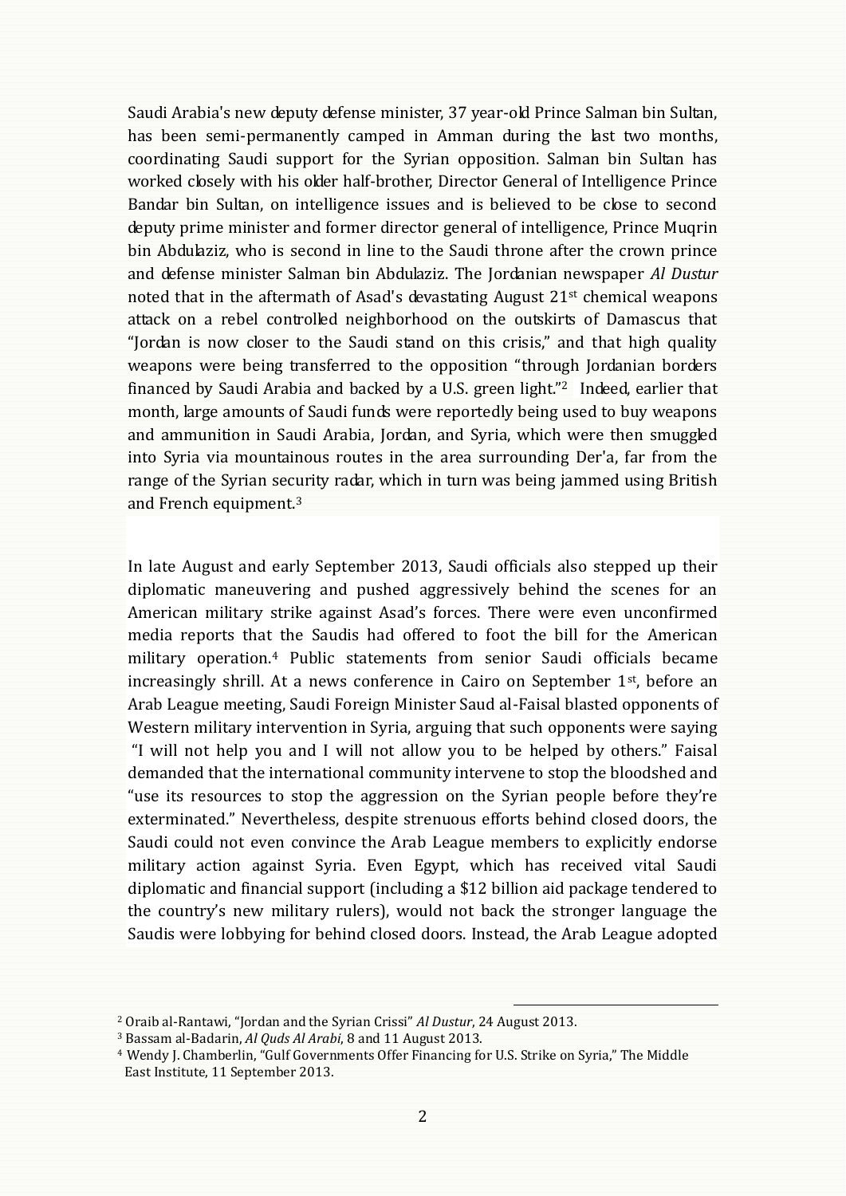Saudi Arabia's new deputy defense minister, 37 year-old Prince Salman bin Sultan, has been semi-permanently camped in Amman during the last two months, coordinating Saudi support for the Syrian opposition. Salman bin Sultan has worked closely with his older half-brother, Director General of Intelligence Prince Bandar bin Sultan, on intelligence issues and is believed to be close to second deputy prime minister and former director general of intelligence, Prince Muqrin bin Abdulaziz, who is second in line to the Saudi throne after the crown prince and defense minister Salman bin Abdulaziz. The Jordanian newspaper *Al Dustur* noted that in the aftermath of Asad's devastating August 21st chemical weapons attack on a rebel controlled neighborhood on the outskirts of Damascus that "Jordan is now closer to the Saudi stand on this crisis," and that high quality weapons were being transferred to the opposition "through Jordanian borders financed by Saudi Arabia and backed by a U.S. green light."[2] Indeed, earlier that month, large amounts of Saudi funds were reportedly being used to buy weapons and ammunition in Saudi Arabia, Jordan, and Syria, which were then smuggled into Syria via mountainous routes in the area surrounding Der'a, far from the range of the Syrian security radar, which in turn was being jammed using British and French equipment.[3]

In late August and early September 2013, Saudi officials also stepped up their diplomatic maneuvering and pushed aggressively behind the scenes for an American military strike against Asad's forces. There were even unconfirmed media reports that the Saudis had offered to foot the bill for the American military operation.[4] Public statements from senior Saudi officials became increasingly shrill. At a news conference in Cairo on September 1st, before an Arab League meeting, Saudi Foreign Minister Saud al-Faisal blasted opponents of Western military intervention in Syria, arguing that such opponents were saying "I will not help you and I will not allow you to be helped by others." Faisal demanded that the international community intervene to stop the bloodshed and "use its resources to stop the aggression on the Syrian people before they're exterminated." Nevertheless, despite strenuous efforts behind closed doors, the Saudi could not even convince the Arab League members to explicitly endorse military action against Syria. Even Egypt, which has received vital Saudi diplomatic and financial support (including a $12 billion aid package tendered to the country's new military rulers), would not back the stronger language the Saudis were lobbying for behind closed doors. Instead, the Arab League adopted

---

[2] Oraib al-Rantawi, "Jordan and the Syrian Crissi" *Al Dustur*, 24 August 2013.

[3] Bassam al-Badarin, *Al Quds Al Arabi*, 8 and 11 August 2013.

[4] Wendy J. Chamberlin, "Gulf Governments Offer Financing for U.S. Strike on Syria," The Middle East Institute, 11 September 2013.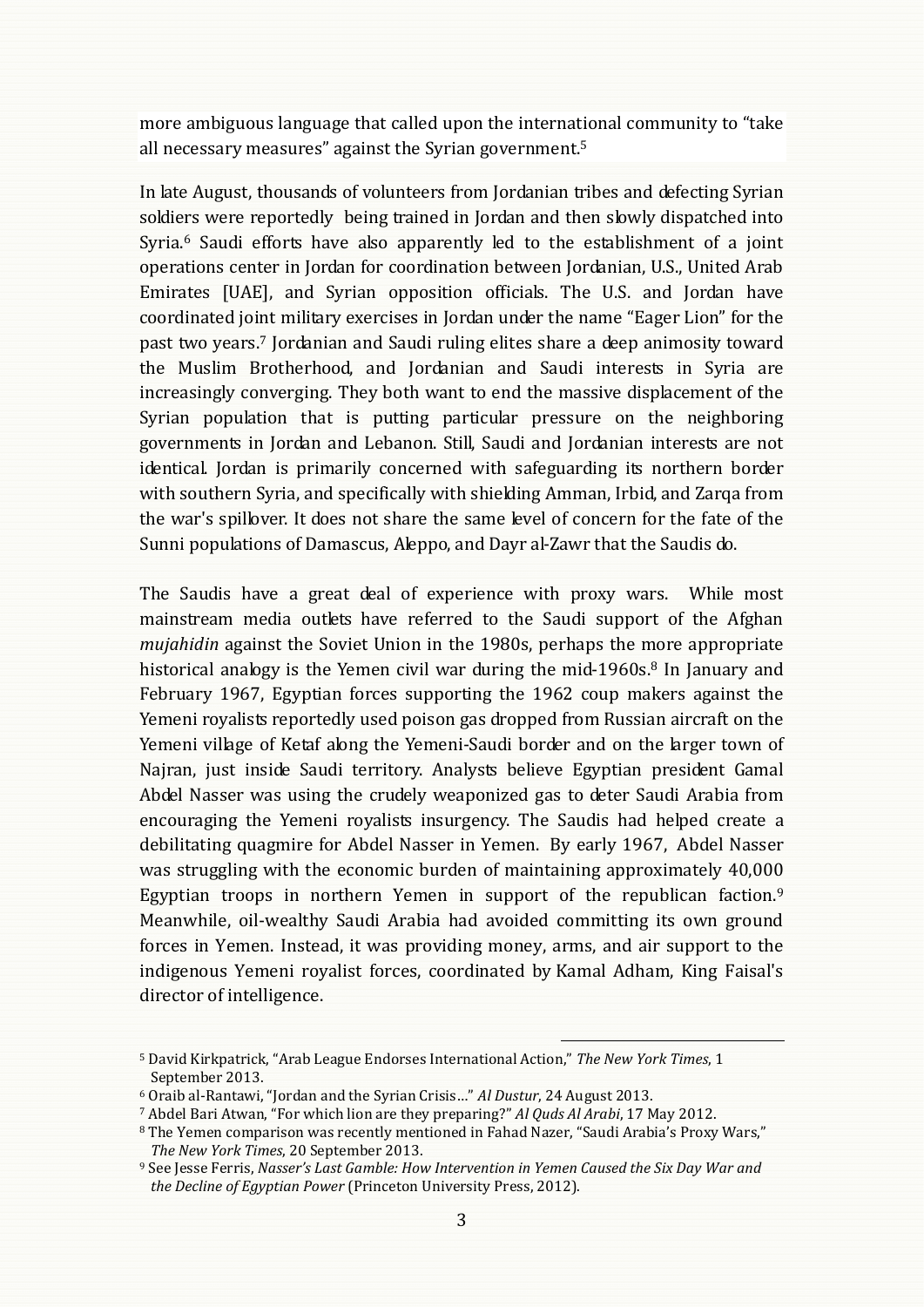more ambiguous language that called upon the international community to "take all necessary measures" against the Syrian government.[5]

In late August, thousands of volunteers from Jordanian tribes and defecting Syrian soldiers were reportedly being trained in Jordan and then slowly dispatched into Syria.[6] Saudi efforts have also apparently led to the establishment of a joint operations center in Jordan for coordination between Jordanian, U.S., United Arab Emirates [UAE], and Syrian opposition officials. The U.S. and Jordan have coordinated joint military exercises in Jordan under the name "Eager Lion" for the past two years.[7] Jordanian and Saudi ruling elites share a deep animosity toward the Muslim Brotherhood, and Jordanian and Saudi interests in Syria are increasingly converging. They both want to end the massive displacement of the Syrian population that is putting particular pressure on the neighboring governments in Jordan and Lebanon. Still, Saudi and Jordanian interests are not identical. Jordan is primarily concerned with safeguarding its northern border with southern Syria, and specifically with shielding Amman, Irbid, and Zarqa from the war's spillover. It does not share the same level of concern for the fate of the Sunni populations of Damascus, Aleppo, and Dayr al-Zawr that the Saudis do.

The Saudis have a great deal of experience with proxy wars. While most mainstream media outlets have referred to the Saudi support of the Afghan *mujahidin* against the Soviet Union in the 1980s, perhaps the more appropriate historical analogy is the Yemen civil war during the mid-1960s.[8] In January and February 1967, Egyptian forces supporting the 1962 coup makers against the Yemeni royalists reportedly used poison gas dropped from Russian aircraft on the Yemeni village of Ketaf along the Yemeni-Saudi border and on the larger town of Najran, just inside Saudi territory. Analysts believe Egyptian president Gamal Abdel Nasser was using the crudely weaponized gas to deter Saudi Arabia from encouraging the Yemeni royalists insurgency. The Saudis had helped create a debilitating quagmire for Abdel Nasser in Yemen. By early 1967, Abdel Nasser was struggling with the economic burden of maintaining approximately 40,000 Egyptian troops in northern Yemen in support of the republican faction.[9] Meanwhile, oil-wealthy Saudi Arabia had avoided committing its own ground forces in Yemen. Instead, it was providing money, arms, and air support to the indigenous Yemeni royalist forces, coordinated by Kamal Adham, King Faisal's director of intelligence.

---

[5] David Kirkpatrick, "Arab League Endorses International Action," *The New York Times*, 1 September 2013.

[6] Oraib al-Rantawi, "Jordan and the Syrian Crisis…" *Al Dustur*, 24 August 2013.

[7] Abdel Bari Atwan, "For which lion are they preparing?" *Al Quds Al Arabi*, 17 May 2012.

[8] The Yemen comparison was recently mentioned in Fahad Nazer, "Saudi Arabia's Proxy Wars," *The New York Times*, 20 September 2013.

[9] See Jesse Ferris, *Nasser's Last Gamble: How Intervention in Yemen Caused the Six Day War and the Decline of Egyptian Power* (Princeton University Press, 2012).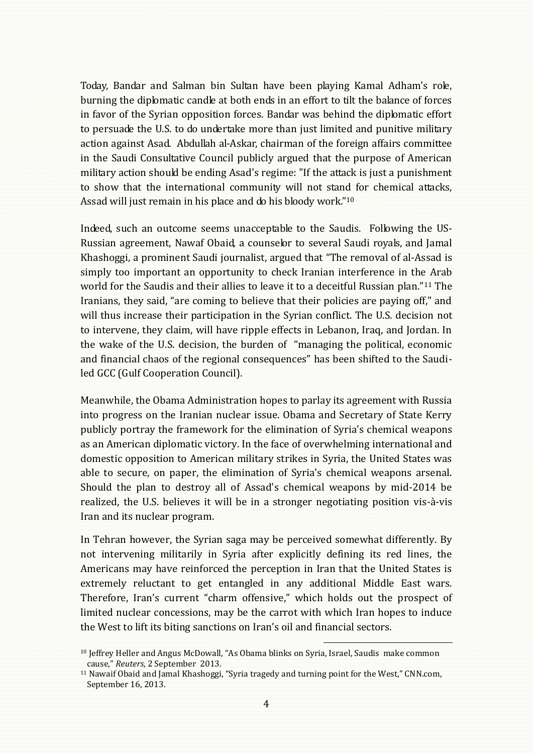Today, Bandar and Salman bin Sultan have been playing Kamal Adham's role, burning the diplomatic candle at both ends in an effort to tilt the balance of forces in favor of the Syrian opposition forces. Bandar was behind the diplomatic effort to persuade the U.S. to do undertake more than just limited and punitive military action against Asad. Abdullah al-Askar, chairman of the foreign affairs committee in the Saudi Consultative Council publicly argued that the purpose of American military action should be ending Asad's regime: "If the attack is just a punishment to show that the international community will not stand for chemical attacks, Assad will just remain in his place and do his bloody work."[10]

Indeed, such an outcome seems unacceptable to the Saudis. Following the US-Russian agreement, Nawaf Obaid, a counselor to several Saudi royals, and Jamal Khashoggi, a prominent Saudi journalist, argued that "The removal of al-Assad is simply too important an opportunity to check Iranian interference in the Arab world for the Saudis and their allies to leave it to a deceitful Russian plan."[11] The Iranians, they said, "are coming to believe that their policies are paying off," and will thus increase their participation in the Syrian conflict. The U.S. decision not to intervene, they claim, will have ripple effects in Lebanon, Iraq, and Jordan. In the wake of the U.S. decision, the burden of "managing the political, economic and financial chaos of the regional consequences" has been shifted to the Saudi-led GCC (Gulf Cooperation Council).

Meanwhile, the Obama Administration hopes to parlay its agreement with Russia into progress on the Iranian nuclear issue. Obama and Secretary of State Kerry publicly portray the framework for the elimination of Syria's chemical weapons as an American diplomatic victory. In the face of overwhelming international and domestic opposition to American military strikes in Syria, the United States was able to secure, on paper, the elimination of Syria's chemical weapons arsenal. Should the plan to destroy all of Assad's chemical weapons by mid-2014 be realized, the U.S. believes it will be in a stronger negotiating position vis-à-vis Iran and its nuclear program.

In Tehran however, the Syrian saga may be perceived somewhat differently. By not intervening militarily in Syria after explicitly defining its red lines, the Americans may have reinforced the perception in Iran that the United States is extremely reluctant to get entangled in any additional Middle East wars. Therefore, Iran's current "charm offensive," which holds out the prospect of limited nuclear concessions, may be the carrot with which Iran hopes to induce the West to lift its biting sanctions on Iran's oil and financial sectors.

---

[10] Jeffrey Heller and Angus McDowall, "As Obama blinks on Syria, Israel, Saudis make common cause," *Reuters*, 2 September 2013.

[11] Nawaif Obaid and Jamal Khashoggi, "Syria tragedy and turning point for the West," CNN.com, September 16, 2013.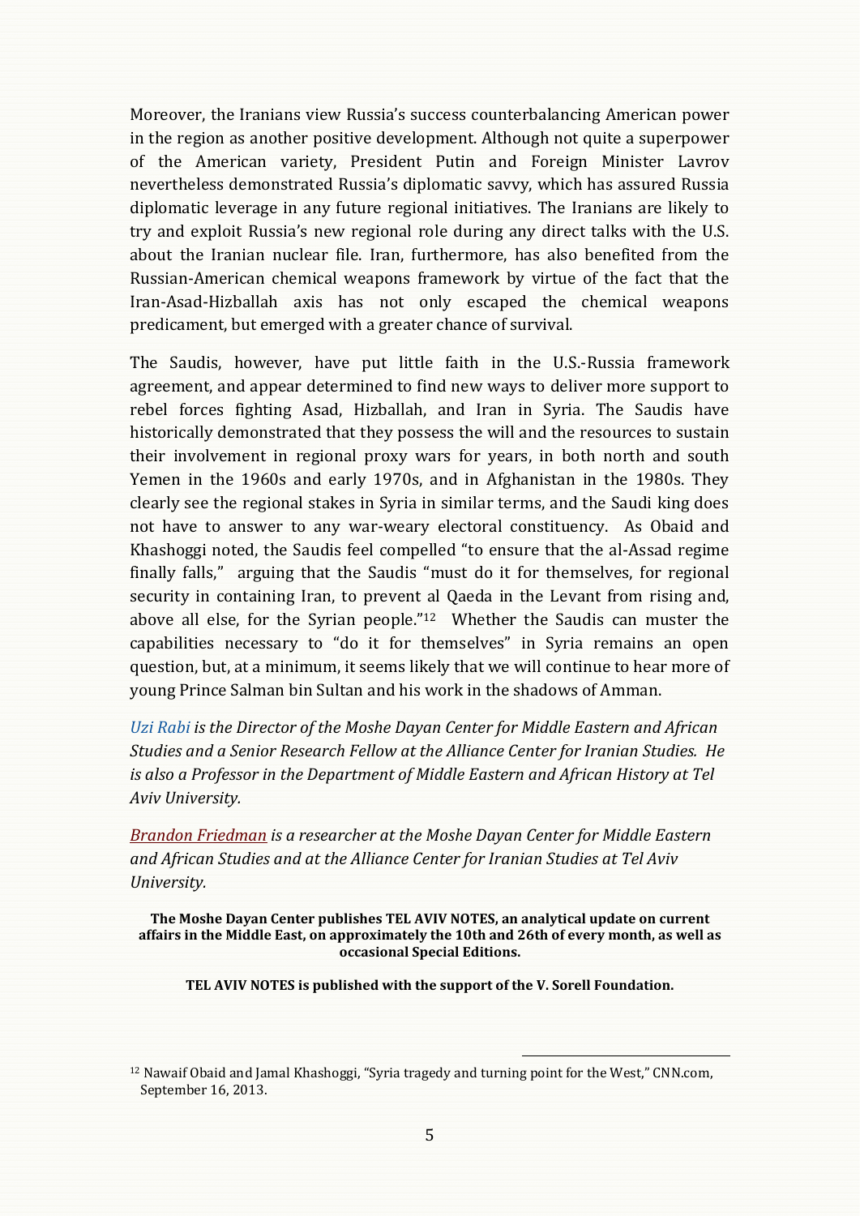Moreover, the Iranians view Russia's success counterbalancing American power in the region as another positive development. Although not quite a superpower of the American variety, President Putin and Foreign Minister Lavrov nevertheless demonstrated Russia's diplomatic savvy, which has assured Russia diplomatic leverage in any future regional initiatives. The Iranians are likely to try and exploit Russia's new regional role during any direct talks with the U.S. about the Iranian nuclear file. Iran, furthermore, has also benefited from the Russian-American chemical weapons framework by virtue of the fact that the Iran-Asad-Hizballah axis has not only escaped the chemical weapons predicament, but emerged with a greater chance of survival.

The Saudis, however, have put little faith in the U.S.-Russia framework agreement, and appear determined to find new ways to deliver more support to rebel forces fighting Asad, Hizballah, and Iran in Syria. The Saudis have historically demonstrated that they possess the will and the resources to sustain their involvement in regional proxy wars for years, in both north and south Yemen in the 1960s and early 1970s, and in Afghanistan in the 1980s. They clearly see the regional stakes in Syria in similar terms, and the Saudi king does not have to answer to any war-weary electoral constituency. As Obaid and Khashoggi noted, the Saudis feel compelled "to ensure that the al-Assad regime finally falls," arguing that the Saudis "must do it for themselves, for regional security in containing Iran, to prevent al Qaeda in the Levant from rising and, above all else, for the Syrian people."[12] Whether the Saudis can muster the capabilities necessary to "do it for themselves" in Syria remains an open question, but, at a minimum, it seems likely that we will continue to hear more of young Prince Salman bin Sultan and his work in the shadows of Amman.

*Uzi Rabi is the Director of the Moshe Dayan Center for Middle Eastern and African Studies and a Senior Research Fellow at the Alliance Center for Iranian Studies. He is also a Professor in the Department of Middle Eastern and African History at Tel Aviv University.*

*Brandon Friedman is a researcher at the Moshe Dayan Center for Middle Eastern and African Studies and at the Alliance Center for Iranian Studies at Tel Aviv University.*

**The Moshe Dayan Center publishes TEL AVIV NOTES, an analytical update on current affairs in the Middle East, on approximately the 10th and 26th of every month, as well as occasional Special Editions.**

**TEL AVIV NOTES is published with the support of the V. Sorell Foundation.**

---

[12] Nawaif Obaid and Jamal Khashoggi, "Syria tragedy and turning point for the West," CNN.com, September 16, 2013.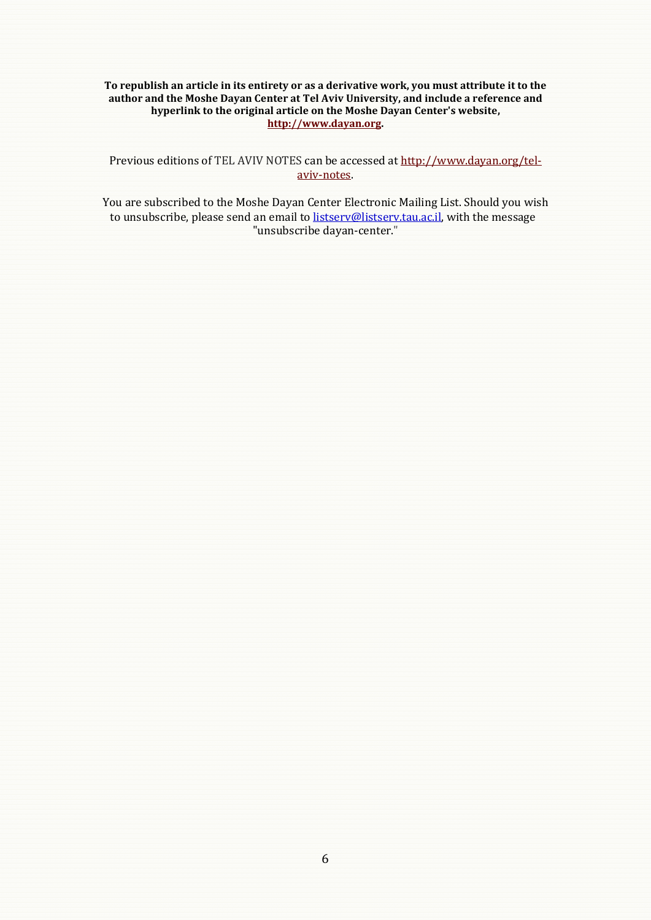**To republish an article in its entirety or as a derivative work, you must attribute it to the author and the Moshe Dayan Center at Tel Aviv University, and include a reference and hyperlink to the original article on the Moshe Dayan Center's website, [http://www.dayan.org](http://www.dayan.org).**

Previous editions of TEL AVIV NOTES can be accessed at [http://www.dayan.org/tel-aviv-notes](http://www.dayan.org/tel-aviv-notes).

You are subscribed to the Moshe Dayan Center Electronic Mailing List. Should you wish to unsubscribe, please send an email to [listserv@listserv.tau.ac.il](mailto:listserv@listserv.tau.ac.il), with the message "unsubscribe dayan-center."